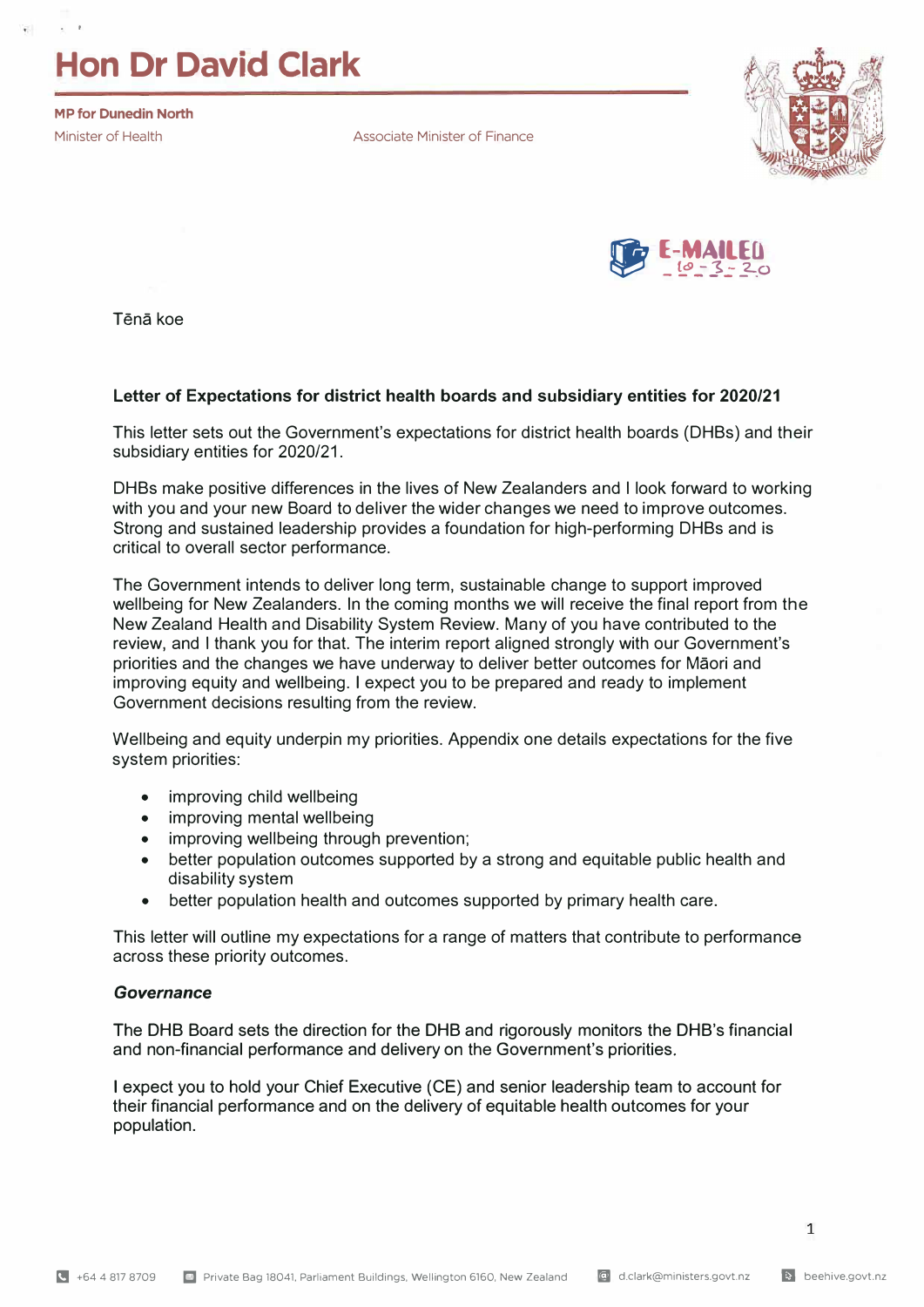# Hon Dr David Clark

**MP for Dunedin North**

Minister of Health

Associate Minister of Finance

E-MAILED 10-3-20

Tēnā koe

**Letter of Expectations for district health boards and subsidiary entities for 2020/21**

This letter sets out the Government's expectations for district health boards (DHBs) and their subsidiary entities for 2020/21.

DHBs make positive differences in the lives of New Zealanders and I look forward to working with you and your new Board to deliver the wider changes we need to improve outcomes. Strong and sustained leadership provides a foundation for high-performing DHBs and is critical to overall sector performance.

The Government intends to deliver long term, sustainable change to support improved wellbeing for New Zealanders. In the coming months we will receive the final report from the New Zealand Health and Disability System Review. Many of you have contributed to the review, and I thank you for that. The interim report aligned strongly with our Government's priorities and the changes we have underway to deliver better outcomes for Māori and improving equity and wellbeing. I expect you to be prepared and ready to implement Government decisions resulting from the review.

Wellbeing and equity underpin my priorities. Appendix one details expectations for the five system priorities:

- improving child wellbeing
- improving mental wellbeing
- improving wellbeing through prevention;
- better population outcomes supported by a strong and equitable public health and disability system
- better population health and outcomes supported by primary health care.

This letter will outline my expectations for a range of matters that contribute to performance across these priority outcomes.

***Governance***

The DHB Board sets the direction for the DHB and rigorously monitors the DHB's financial and non-financial performance and delivery on the Government's priorities.

I expect you to hold your Chief Executive (CE) and senior leadership team to account for their financial performance and on the delivery of equitable health outcomes for your population.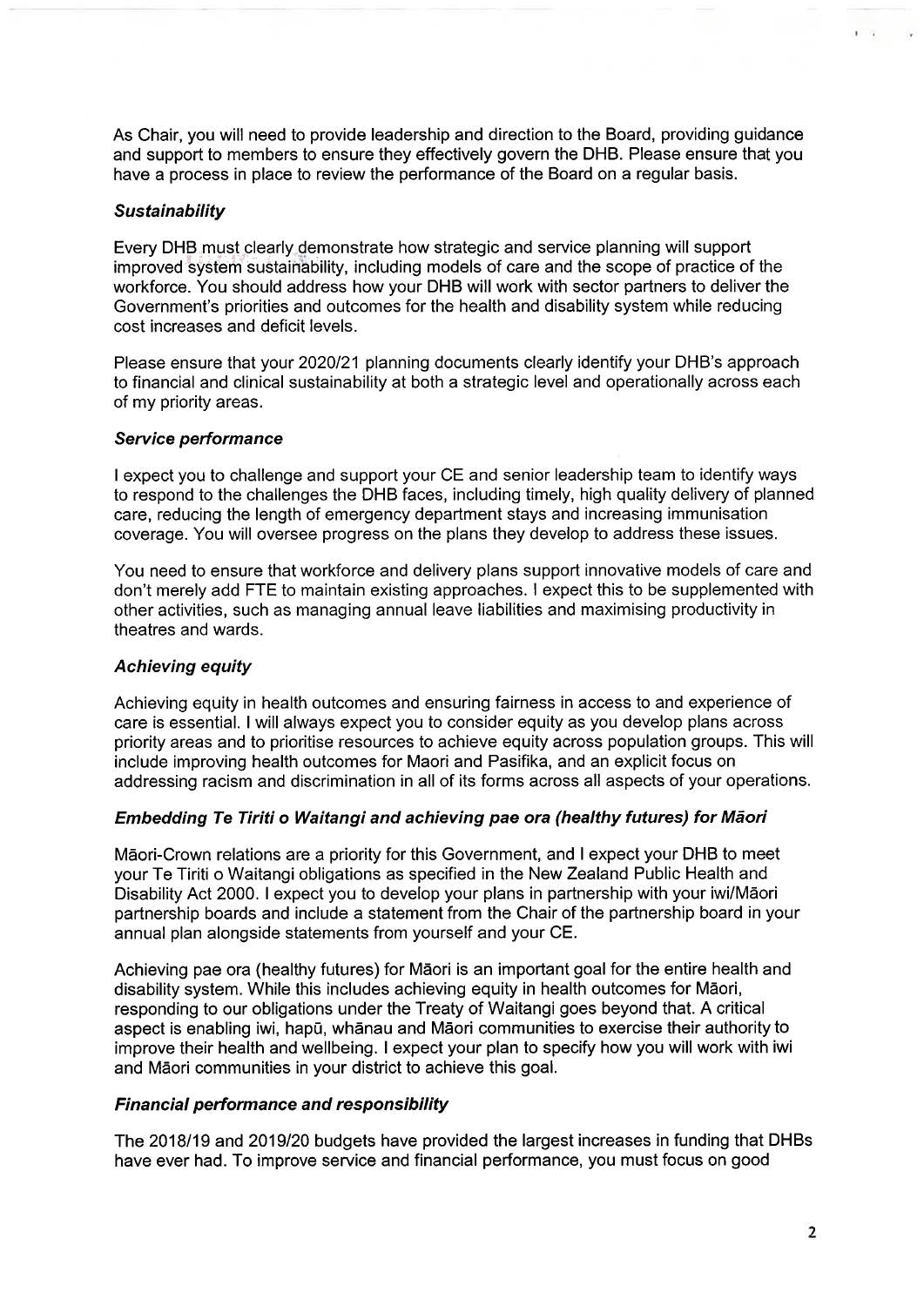As Chair, you will need to provide leadership and direction to the Board, providing guidance and support to members to ensure they effectively govern the DHB. Please ensure that you have a process in place to review the performance of the Board on a regular basis.

### ***Sustainability***

Every DHB must clearly demonstrate how strategic and service planning will support improved system sustainability, including models of care and the scope of practice of the workforce. You should address how your DHB will work with sector partners to deliver the Government's priorities and outcomes for the health and disability system while reducing cost increases and deficit levels.

Please ensure that your 2020/21 planning documents clearly identify your DHB's approach to financial and clinical sustainability at both a strategic level and operationally across each of my priority areas.

### ***Service performance***

I expect you to challenge and support your CE and senior leadership team to identify ways to respond to the challenges the DHB faces, including timely, high quality delivery of planned care, reducing the length of emergency department stays and increasing immunisation coverage. You will oversee progress on the plans they develop to address these issues.

You need to ensure that workforce and delivery plans support innovative models of care and don't merely add FTE to maintain existing approaches. I expect this to be supplemented with other activities, such as managing annual leave liabilities and maximising productivity in theatres and wards.

### ***Achieving equity***

Achieving equity in health outcomes and ensuring fairness in access to and experience of care is essential. I will always expect you to consider equity as you develop plans across priority areas and to prioritise resources to achieve equity across population groups. This will include improving health outcomes for Maori and Pasifika, and an explicit focus on addressing racism and discrimination in all of its forms across all aspects of your operations.

### ***Embedding Te Tiriti o Waitangi and achieving pae ora (healthy futures) for Māori***

Māori-Crown relations are a priority for this Government, and I expect your DHB to meet your Te Tiriti o Waitangi obligations as specified in the New Zealand Public Health and Disability Act 2000. I expect you to develop your plans in partnership with your iwi/Māori partnership boards and include a statement from the Chair of the partnership board in your annual plan alongside statements from yourself and your CE.

Achieving pae ora (healthy futures) for Māori is an important goal for the entire health and disability system. While this includes achieving equity in health outcomes for Māori, responding to our obligations under the Treaty of Waitangi goes beyond that. A critical aspect is enabling iwi, hapū, whānau and Māori communities to exercise their authority to improve their health and wellbeing. I expect your plan to specify how you will work with iwi and Māori communities in your district to achieve this goal.

### ***Financial performance and responsibility***

The 2018/19 and 2019/20 budgets have provided the largest increases in funding that DHBs have ever had. To improve service and financial performance, you must focus on good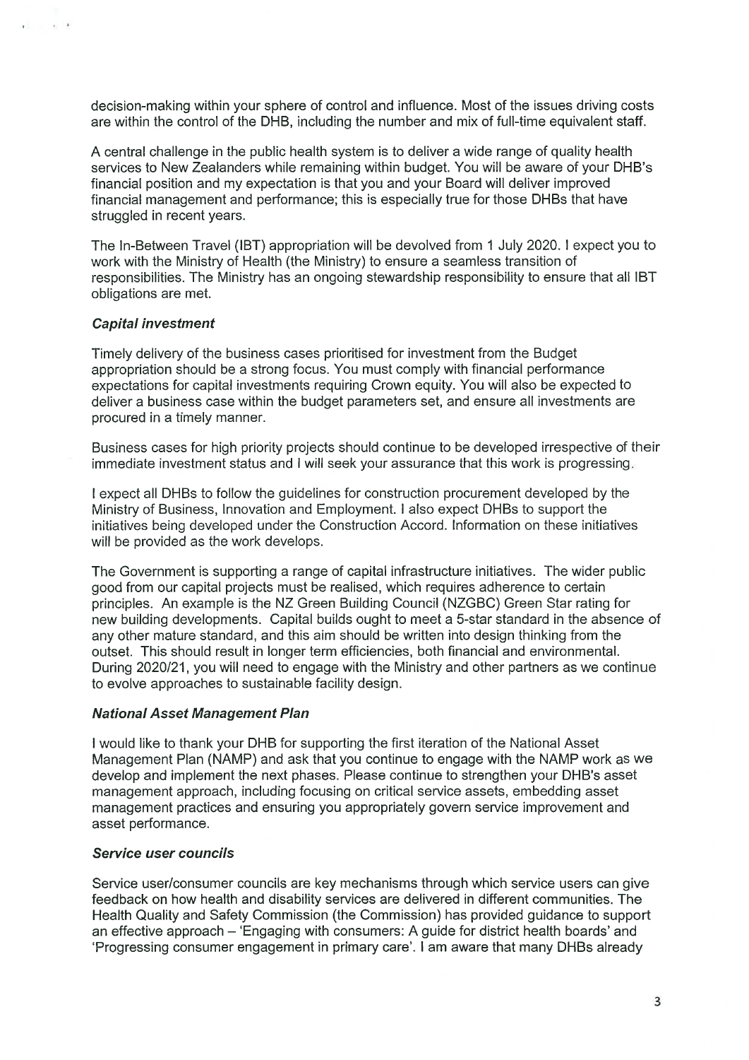decision-making within your sphere of control and influence. Most of the issues driving costs are within the control of the DHB, including the number and mix of full-time equivalent staff.

A central challenge in the public health system is to deliver a wide range of quality health services to New Zealanders while remaining within budget. You will be aware of your DHB's financial position and my expectation is that you and your Board will deliver improved financial management and performance; this is especially true for those DHBs that have struggled in recent years.

The In-Between Travel (IBT) appropriation will be devolved from 1 July 2020. I expect you to work with the Ministry of Health (the Ministry) to ensure a seamless transition of responsibilities. The Ministry has an ongoing stewardship responsibility to ensure that all IBT obligations are met.

### *Capital investment*

Timely delivery of the business cases prioritised for investment from the Budget appropriation should be a strong focus. You must comply with financial performance expectations for capital investments requiring Crown equity. You will also be expected to deliver a business case within the budget parameters set, and ensure all investments are procured in a timely manner.

Business cases for high priority projects should continue to be developed irrespective of their immediate investment status and I will seek your assurance that this work is progressing.

I expect all DHBs to follow the guidelines for construction procurement developed by the Ministry of Business, Innovation and Employment. I also expect DHBs to support the initiatives being developed under the Construction Accord. Information on these initiatives will be provided as the work develops.

The Government is supporting a range of capital infrastructure initiatives. The wider public good from our capital projects must be realised, which requires adherence to certain principles. An example is the NZ Green Building Council (NZGBC) Green Star rating for new building developments. Capital builds ought to meet a 5-star standard in the absence of any other mature standard, and this aim should be written into design thinking from the outset. This should result in longer term efficiencies, both financial and environmental. During 2020/21, you will need to engage with the Ministry and other partners as we continue to evolve approaches to sustainable facility design.

### *National Asset Management Plan*

I would like to thank your DHB for supporting the first iteration of the National Asset Management Plan (NAMP) and ask that you continue to engage with the NAMP work as we develop and implement the next phases. Please continue to strengthen your DHB's asset management approach, including focusing on critical service assets, embedding asset management practices and ensuring you appropriately govern service improvement and asset performance.

### *Service user councils*

Service user/consumer councils are key mechanisms through which service users can give feedback on how health and disability services are delivered in different communities. The Health Quality and Safety Commission (the Commission) has provided guidance to support an effective approach – 'Engaging with consumers: A guide for district health boards' and 'Progressing consumer engagement in primary care'. I am aware that many DHBs already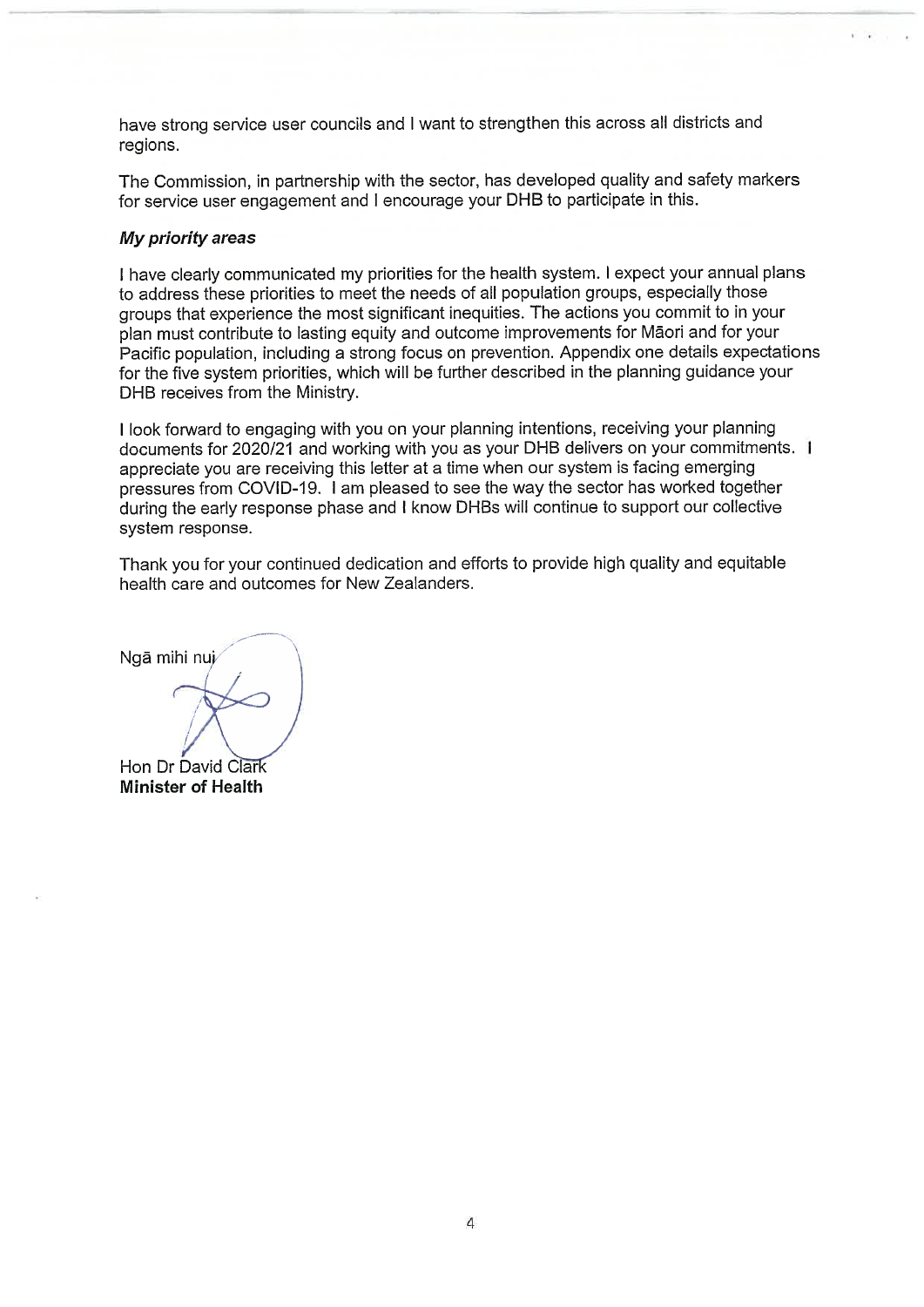have strong service user councils and I want to strengthen this across all districts and regions.

The Commission, in partnership with the sector, has developed quality and safety markers for service user engagement and I encourage your DHB to participate in this.

***My priority areas***

I have clearly communicated my priorities for the health system. I expect your annual plans to address these priorities to meet the needs of all population groups, especially those groups that experience the most significant inequities. The actions you commit to in your plan must contribute to lasting equity and outcome improvements for Māori and for your Pacific population, including a strong focus on prevention. Appendix one details expectations for the five system priorities, which will be further described in the planning guidance your DHB receives from the Ministry.

I look forward to engaging with you on your planning intentions, receiving your planning documents for 2020/21 and working with you as your DHB delivers on your commitments. I appreciate you are receiving this letter at a time when our system is facing emerging pressures from COVID-19. I am pleased to see the way the sector has worked together during the early response phase and I know DHBs will continue to support our collective system response.

Thank you for your continued dedication and efforts to provide high quality and equitable health care and outcomes for New Zealanders.

Ngā mihi nui

Hon Dr David Clark
**Minister of Health**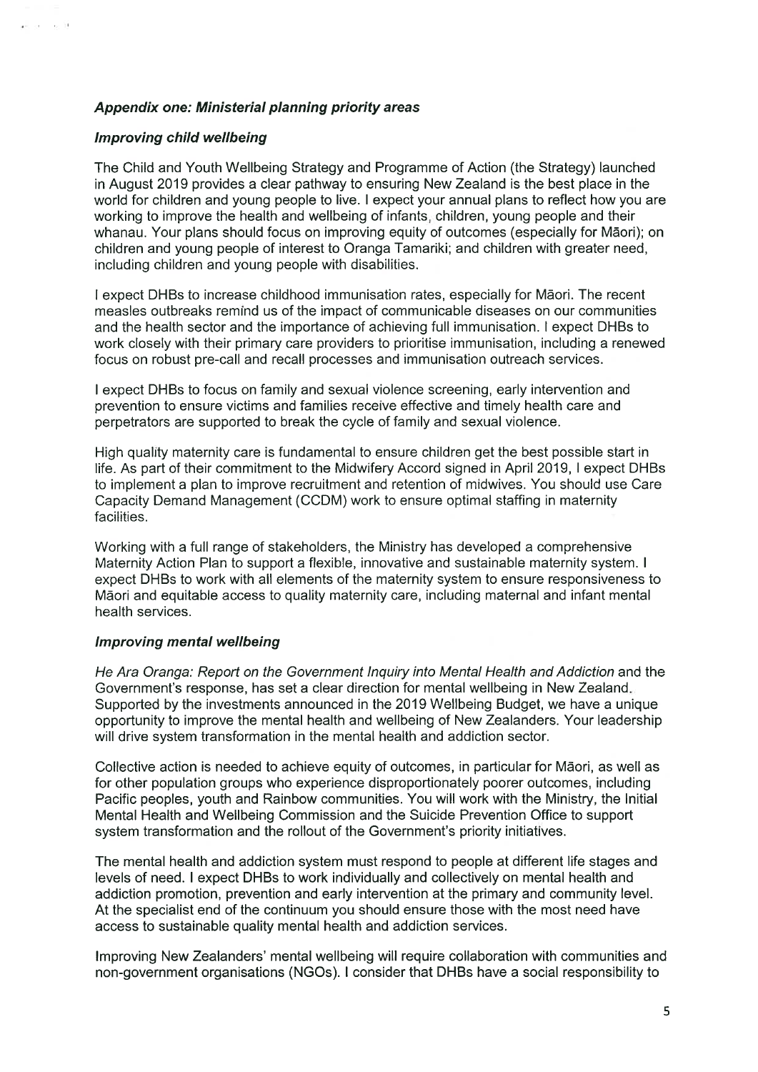### *Appendix one: Ministerial planning priority areas*

#### *Improving child wellbeing*

The Child and Youth Wellbeing Strategy and Programme of Action (the Strategy) launched in August 2019 provides a clear pathway to ensuring New Zealand is the best place in the world for children and young people to live. I expect your annual plans to reflect how you are working to improve the health and wellbeing of infants, children, young people and their whanau. Your plans should focus on improving equity of outcomes (especially for Māori); on children and young people of interest to Oranga Tamariki; and children with greater need, including children and young people with disabilities.

I expect DHBs to increase childhood immunisation rates, especially for Māori. The recent measles outbreaks remind us of the impact of communicable diseases on our communities and the health sector and the importance of achieving full immunisation. I expect DHBs to work closely with their primary care providers to prioritise immunisation, including a renewed focus on robust pre-call and recall processes and immunisation outreach services.

I expect DHBs to focus on family and sexual violence screening, early intervention and prevention to ensure victims and families receive effective and timely health care and perpetrators are supported to break the cycle of family and sexual violence.

High quality maternity care is fundamental to ensure children get the best possible start in life. As part of their commitment to the Midwifery Accord signed in April 2019, I expect DHBs to implement a plan to improve recruitment and retention of midwives. You should use Care Capacity Demand Management (CCDM) work to ensure optimal staffing in maternity facilities.

Working with a full range of stakeholders, the Ministry has developed a comprehensive Maternity Action Plan to support a flexible, innovative and sustainable maternity system. I expect DHBs to work with all elements of the maternity system to ensure responsiveness to Māori and equitable access to quality maternity care, including maternal and infant mental health services.

#### *Improving mental wellbeing*

*He Ara Oranga: Report on the Government Inquiry into Mental Health and Addiction* and the Government's response, has set a clear direction for mental wellbeing in New Zealand. Supported by the investments announced in the 2019 Wellbeing Budget, we have a unique opportunity to improve the mental health and wellbeing of New Zealanders. Your leadership will drive system transformation in the mental health and addiction sector.

Collective action is needed to achieve equity of outcomes, in particular for Māori, as well as for other population groups who experience disproportionately poorer outcomes, including Pacific peoples, youth and Rainbow communities. You will work with the Ministry, the Initial Mental Health and Wellbeing Commission and the Suicide Prevention Office to support system transformation and the rollout of the Government's priority initiatives.

The mental health and addiction system must respond to people at different life stages and levels of need. I expect DHBs to work individually and collectively on mental health and addiction promotion, prevention and early intervention at the primary and community level. At the specialist end of the continuum you should ensure those with the most need have access to sustainable quality mental health and addiction services.

Improving New Zealanders' mental wellbeing will require collaboration with communities and non-government organisations (NGOs). I consider that DHBs have a social responsibility to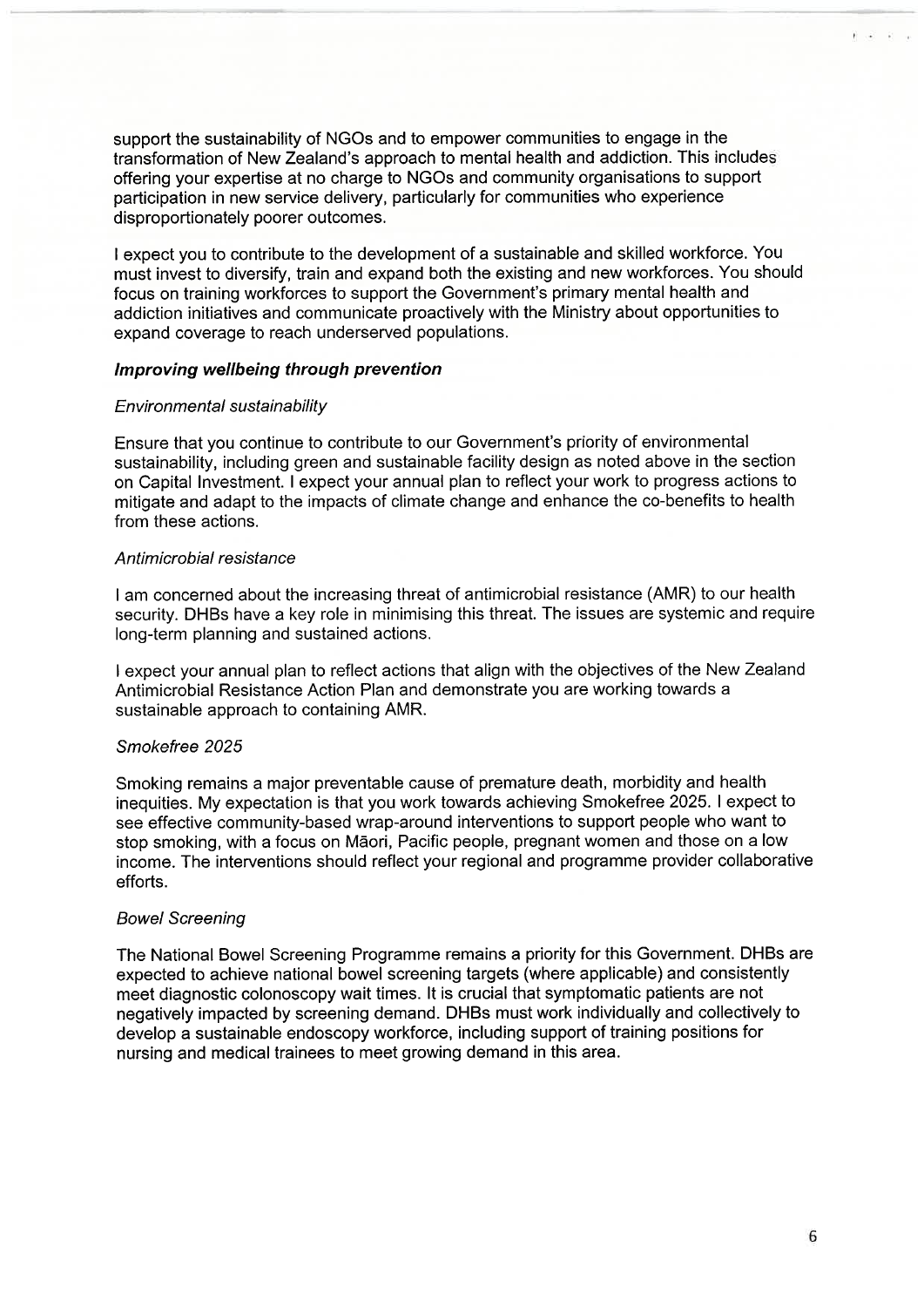support the sustainability of NGOs and to empower communities to engage in the transformation of New Zealand's approach to mental health and addiction. This includes offering your expertise at no charge to NGOs and community organisations to support participation in new service delivery, particularly for communities who experience disproportionately poorer outcomes.

I expect you to contribute to the development of a sustainable and skilled workforce. You must invest to diversify, train and expand both the existing and new workforces. You should focus on training workforces to support the Government's primary mental health and addiction initiatives and communicate proactively with the Ministry about opportunities to expand coverage to reach underserved populations.

***Improving wellbeing through prevention***

*Environmental sustainability*

Ensure that you continue to contribute to our Government's priority of environmental sustainability, including green and sustainable facility design as noted above in the section on Capital Investment. I expect your annual plan to reflect your work to progress actions to mitigate and adapt to the impacts of climate change and enhance the co-benefits to health from these actions.

*Antimicrobial resistance*

I am concerned about the increasing threat of antimicrobial resistance (AMR) to our health security. DHBs have a key role in minimising this threat. The issues are systemic and require long-term planning and sustained actions.

I expect your annual plan to reflect actions that align with the objectives of the New Zealand Antimicrobial Resistance Action Plan and demonstrate you are working towards a sustainable approach to containing AMR.

*Smokefree 2025*

Smoking remains a major preventable cause of premature death, morbidity and health inequities. My expectation is that you work towards achieving Smokefree 2025. I expect to see effective community-based wrap-around interventions to support people who want to stop smoking, with a focus on Māori, Pacific people, pregnant women and those on a low income. The interventions should reflect your regional and programme provider collaborative efforts.

*Bowel Screening*

The National Bowel Screening Programme remains a priority for this Government. DHBs are expected to achieve national bowel screening targets (where applicable) and consistently meet diagnostic colonoscopy wait times. It is crucial that symptomatic patients are not negatively impacted by screening demand. DHBs must work individually and collectively to develop a sustainable endoscopy workforce, including support of training positions for nursing and medical trainees to meet growing demand in this area.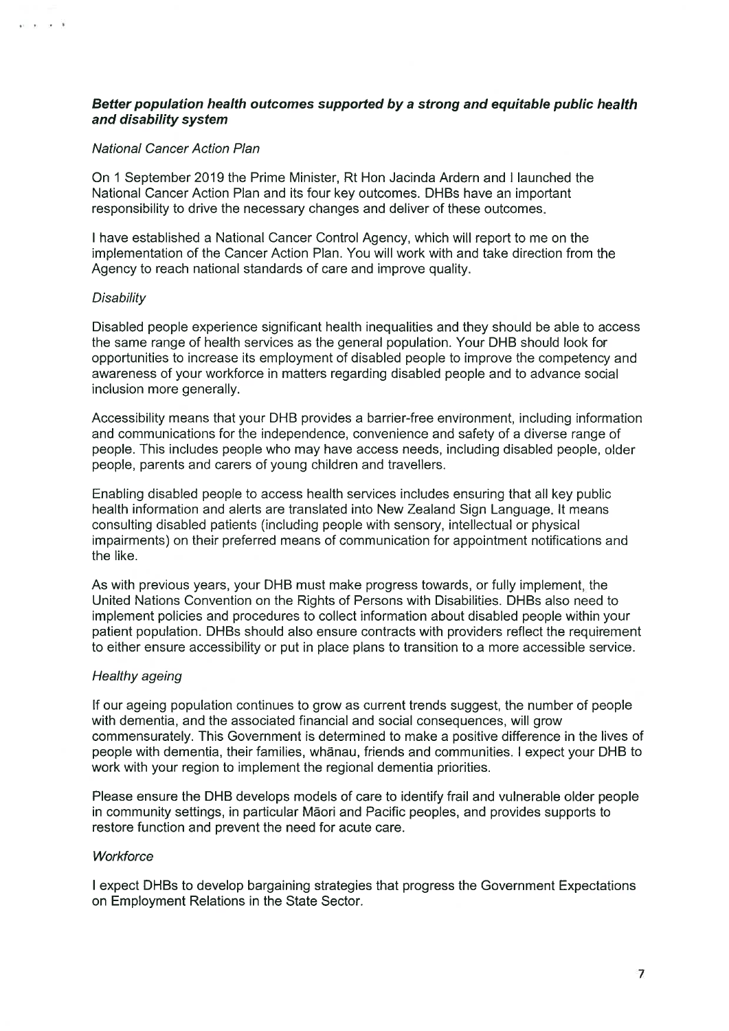***Better population health outcomes supported by a strong and equitable public health and disability system***

*National Cancer Action Plan*

On 1 September 2019 the Prime Minister, Rt Hon Jacinda Ardern and I launched the National Cancer Action Plan and its four key outcomes. DHBs have an important responsibility to drive the necessary changes and deliver of these outcomes.

I have established a National Cancer Control Agency, which will report to me on the implementation of the Cancer Action Plan. You will work with and take direction from the Agency to reach national standards of care and improve quality.

*Disability*

Disabled people experience significant health inequalities and they should be able to access the same range of health services as the general population. Your DHB should look for opportunities to increase its employment of disabled people to improve the competency and awareness of your workforce in matters regarding disabled people and to advance social inclusion more generally.

Accessibility means that your DHB provides a barrier-free environment, including information and communications for the independence, convenience and safety of a diverse range of people. This includes people who may have access needs, including disabled people, older people, parents and carers of young children and travellers.

Enabling disabled people to access health services includes ensuring that all key public health information and alerts are translated into New Zealand Sign Language. It means consulting disabled patients (including people with sensory, intellectual or physical impairments) on their preferred means of communication for appointment notifications and the like.

As with previous years, your DHB must make progress towards, or fully implement, the United Nations Convention on the Rights of Persons with Disabilities. DHBs also need to implement policies and procedures to collect information about disabled people within your patient population. DHBs should also ensure contracts with providers reflect the requirement to either ensure accessibility or put in place plans to transition to a more accessible service.

*Healthy ageing*

If our ageing population continues to grow as current trends suggest, the number of people with dementia, and the associated financial and social consequences, will grow commensurately. This Government is determined to make a positive difference in the lives of people with dementia, their families, whānau, friends and communities. I expect your DHB to work with your region to implement the regional dementia priorities.

Please ensure the DHB develops models of care to identify frail and vulnerable older people in community settings, in particular Māori and Pacific peoples, and provides supports to restore function and prevent the need for acute care.

*Workforce*

I expect DHBs to develop bargaining strategies that progress the Government Expectations on Employment Relations in the State Sector.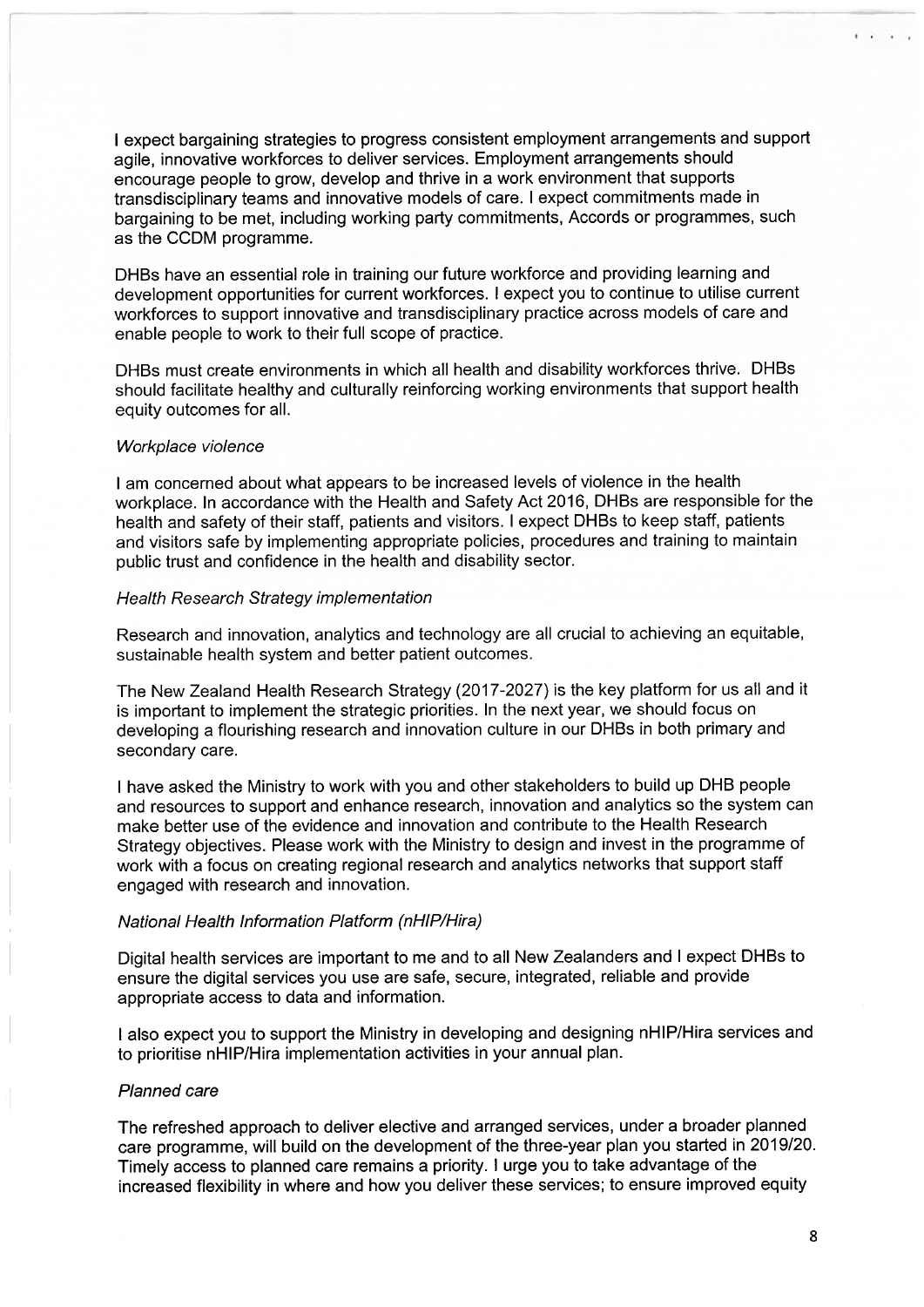I expect bargaining strategies to progress consistent employment arrangements and support agile, innovative workforces to deliver services. Employment arrangements should encourage people to grow, develop and thrive in a work environment that supports transdisciplinary teams and innovative models of care. I expect commitments made in bargaining to be met, including working party commitments, Accords or programmes, such as the CCDM programme.

DHBs have an essential role in training our future workforce and providing learning and development opportunities for current workforces. I expect you to continue to utilise current workforces to support innovative and transdisciplinary practice across models of care and enable people to work to their full scope of practice.

DHBs must create environments in which all health and disability workforces thrive. DHBs should facilitate healthy and culturally reinforcing working environments that support health equity outcomes for all.

*Workplace violence*

I am concerned about what appears to be increased levels of violence in the health workplace. In accordance with the Health and Safety Act 2016, DHBs are responsible for the health and safety of their staff, patients and visitors. I expect DHBs to keep staff, patients and visitors safe by implementing appropriate policies, procedures and training to maintain public trust and confidence in the health and disability sector.

*Health Research Strategy implementation*

Research and innovation, analytics and technology are all crucial to achieving an equitable, sustainable health system and better patient outcomes.

The New Zealand Health Research Strategy (2017-2027) is the key platform for us all and it is important to implement the strategic priorities. In the next year, we should focus on developing a flourishing research and innovation culture in our DHBs in both primary and secondary care.

I have asked the Ministry to work with you and other stakeholders to build up DHB people and resources to support and enhance research, innovation and analytics so the system can make better use of the evidence and innovation and contribute to the Health Research Strategy objectives. Please work with the Ministry to design and invest in the programme of work with a focus on creating regional research and analytics networks that support staff engaged with research and innovation.

*National Health Information Platform (nHIP/Hira)*

Digital health services are important to me and to all New Zealanders and I expect DHBs to ensure the digital services you use are safe, secure, integrated, reliable and provide appropriate access to data and information.

I also expect you to support the Ministry in developing and designing nHIP/Hira services and to prioritise nHIP/Hira implementation activities in your annual plan.

*Planned care*

The refreshed approach to deliver elective and arranged services, under a broader planned care programme, will build on the development of the three-year plan you started in 2019/20. Timely access to planned care remains a priority. I urge you to take advantage of the increased flexibility in where and how you deliver these services; to ensure improved equity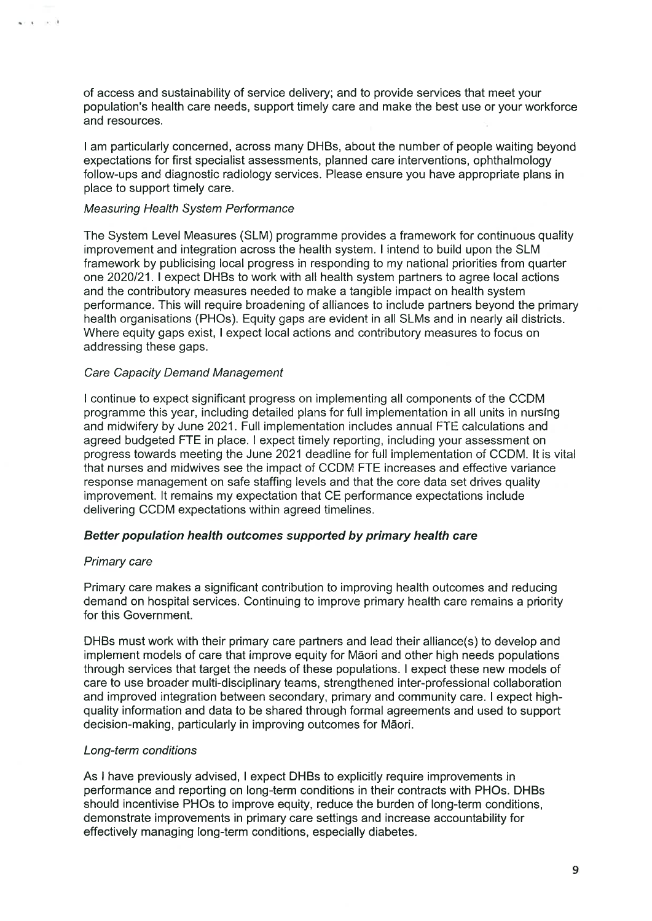of access and sustainability of service delivery; and to provide services that meet your population's health care needs, support timely care and make the best use or your workforce and resources.

I am particularly concerned, across many DHBs, about the number of people waiting beyond expectations for first specialist assessments, planned care interventions, ophthalmology follow-ups and diagnostic radiology services. Please ensure you have appropriate plans in place to support timely care.

*Measuring Health System Performance*

The System Level Measures (SLM) programme provides a framework for continuous quality improvement and integration across the health system. I intend to build upon the SLM framework by publicising local progress in responding to my national priorities from quarter one 2020/21. I expect DHBs to work with all health system partners to agree local actions and the contributory measures needed to make a tangible impact on health system performance. This will require broadening of alliances to include partners beyond the primary health organisations (PHOs). Equity gaps are evident in all SLMs and in nearly all districts. Where equity gaps exist, I expect local actions and contributory measures to focus on addressing these gaps.

*Care Capacity Demand Management*

I continue to expect significant progress on implementing all components of the CCDM programme this year, including detailed plans for full implementation in all units in nursing and midwifery by June 2021. Full implementation includes annual FTE calculations and agreed budgeted FTE in place. I expect timely reporting, including your assessment on progress towards meeting the June 2021 deadline for full implementation of CCDM. It is vital that nurses and midwives see the impact of CCDM FTE increases and effective variance response management on safe staffing levels and that the core data set drives quality improvement. It remains my expectation that CE performance expectations include delivering CCDM expectations within agreed timelines.

***Better population health outcomes supported by primary health care***

*Primary care*

Primary care makes a significant contribution to improving health outcomes and reducing demand on hospital services. Continuing to improve primary health care remains a priority for this Government.

DHBs must work with their primary care partners and lead their alliance(s) to develop and implement models of care that improve equity for Māori and other high needs populations through services that target the needs of these populations. I expect these new models of care to use broader multi-disciplinary teams, strengthened inter-professional collaboration and improved integration between secondary, primary and community care. I expect high-quality information and data to be shared through formal agreements and used to support decision-making, particularly in improving outcomes for Māori.

*Long-term conditions*

As I have previously advised, I expect DHBs to explicitly require improvements in performance and reporting on long-term conditions in their contracts with PHOs. DHBs should incentivise PHOs to improve equity, reduce the burden of long-term conditions, demonstrate improvements in primary care settings and increase accountability for effectively managing long-term conditions, especially diabetes.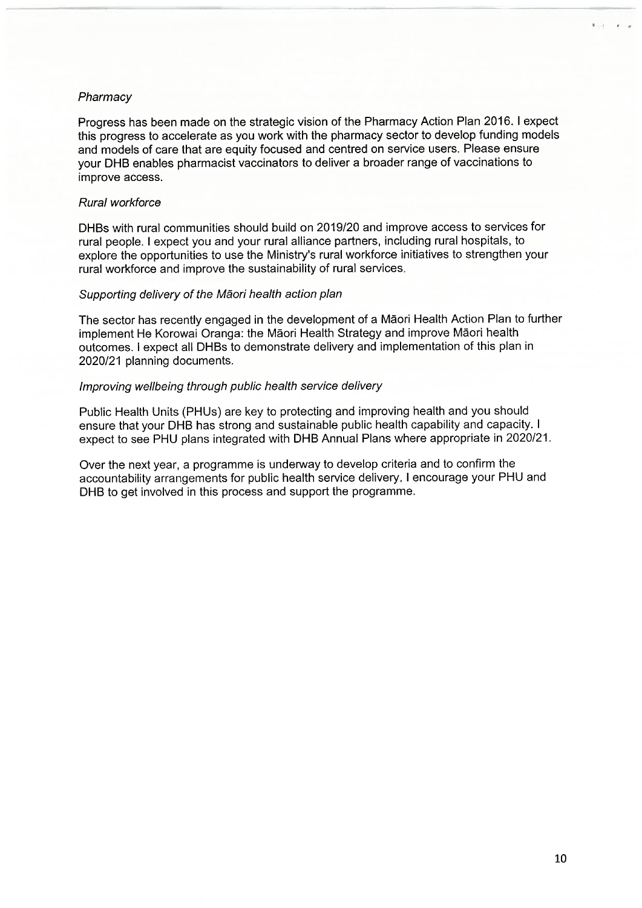*Pharmacy*

Progress has been made on the strategic vision of the Pharmacy Action Plan 2016. I expect this progress to accelerate as you work with the pharmacy sector to develop funding models and models of care that are equity focused and centred on service users. Please ensure your DHB enables pharmacist vaccinators to deliver a broader range of vaccinations to improve access.

*Rural workforce*

DHBs with rural communities should build on 2019/20 and improve access to services for rural people. I expect you and your rural alliance partners, including rural hospitals, to explore the opportunities to use the Ministry's rural workforce initiatives to strengthen your rural workforce and improve the sustainability of rural services.

*Supporting delivery of the Māori health action plan*

The sector has recently engaged in the development of a Māori Health Action Plan to further implement He Korowai Oranga: the Māori Health Strategy and improve Māori health outcomes. I expect all DHBs to demonstrate delivery and implementation of this plan in 2020/21 planning documents.

*Improving wellbeing through public health service delivery*

Public Health Units (PHUs) are key to protecting and improving health and you should ensure that your DHB has strong and sustainable public health capability and capacity. I expect to see PHU plans integrated with DHB Annual Plans where appropriate in 2020/21.

Over the next year, a programme is underway to develop criteria and to confirm the accountability arrangements for public health service delivery. I encourage your PHU and DHB to get involved in this process and support the programme.